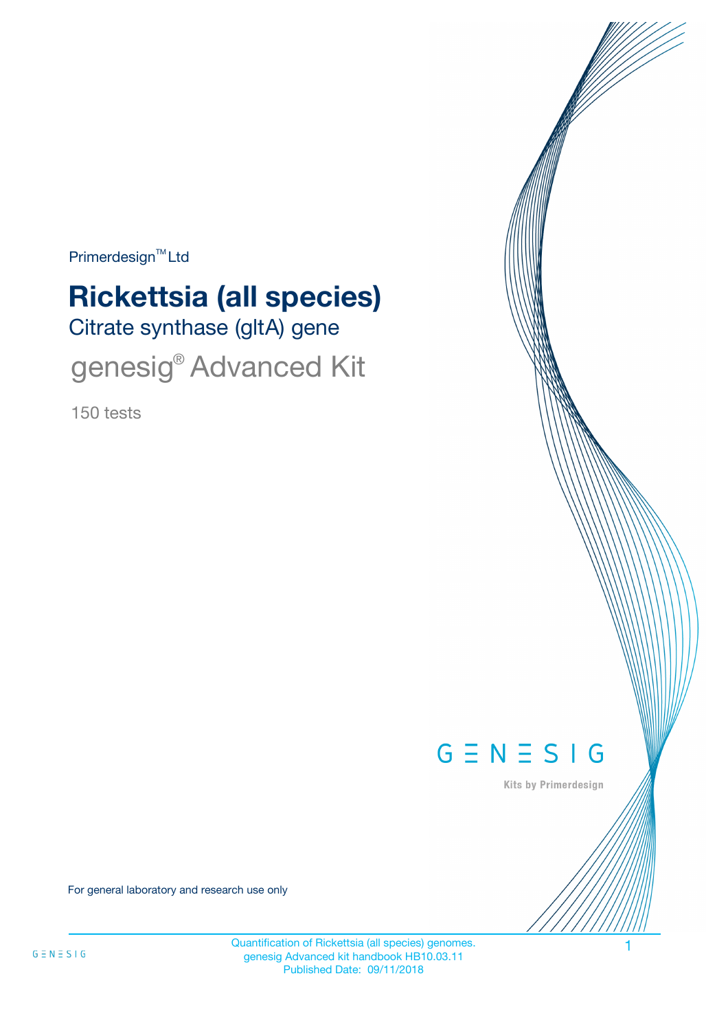Primerdesign™ Ltd

# Rickettsia (all species)

## Citrate synthase (gltA) gene

## genesig® Advanced Kit

150 tests

GENESIG

Kits by Primerdesign

For general laboratory and research use only

Quantification of Rickettsia (all species) genomes.
genesig Advanced kit handbook HB10.03.11
Published Date: 09/11/2018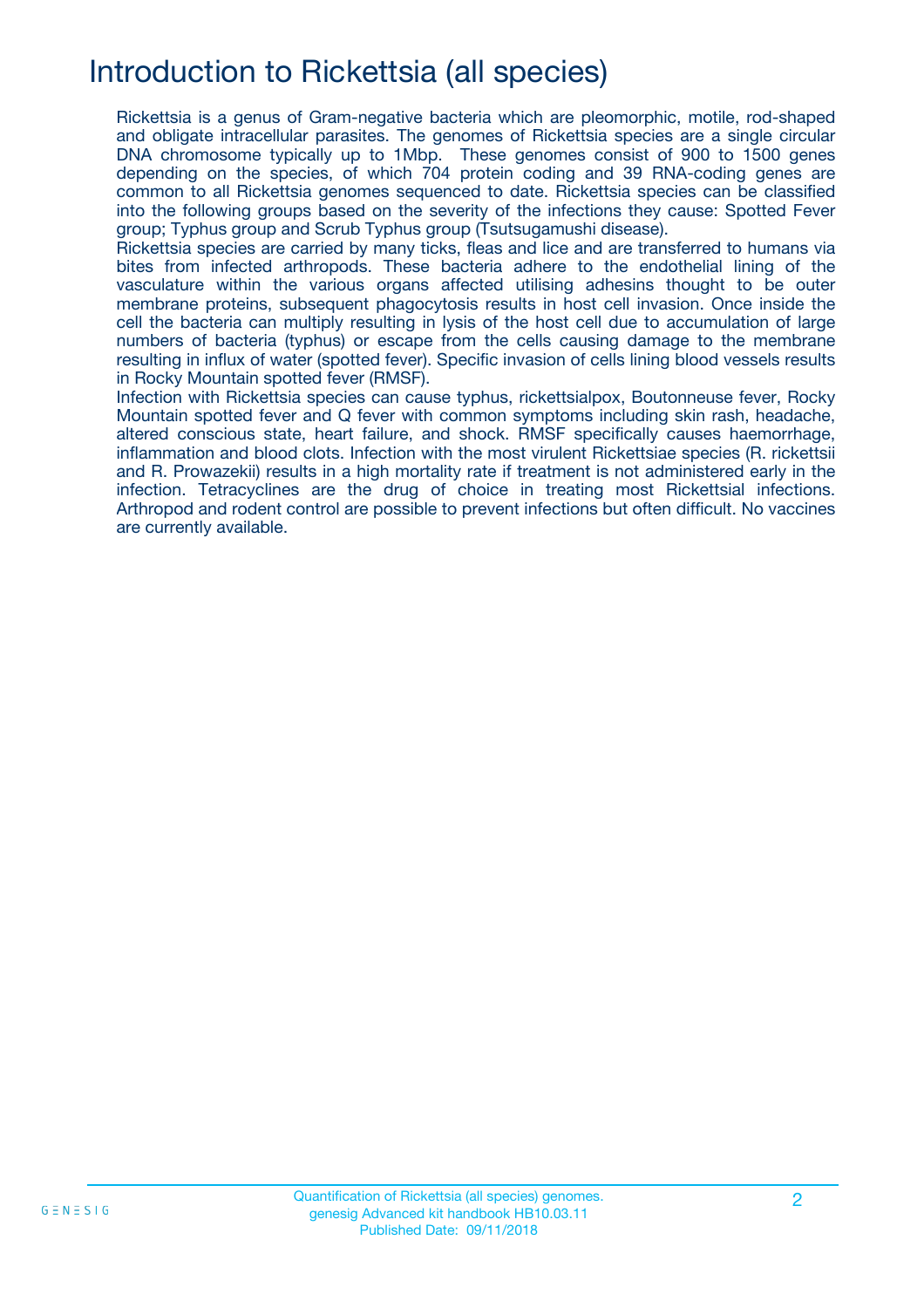# Introduction to Rickettsia (all species)

Rickettsia is a genus of Gram-negative bacteria which are pleomorphic, motile, rod-shaped and obligate intracellular parasites. The genomes of Rickettsia species are a single circular DNA chromosome typically up to 1Mbp. These genomes consist of 900 to 1500 genes depending on the species, of which 704 protein coding and 39 RNA-coding genes are common to all Rickettsia genomes sequenced to date. Rickettsia species can be classified into the following groups based on the severity of the infections they cause: Spotted Fever group; Typhus group and Scrub Typhus group (Tsutsugamushi disease).

Rickettsia species are carried by many ticks, fleas and lice and are transferred to humans via bites from infected arthropods. These bacteria adhere to the endothelial lining of the vasculature within the various organs affected utilising adhesins thought to be outer membrane proteins, subsequent phagocytosis results in host cell invasion. Once inside the cell the bacteria can multiply resulting in lysis of the host cell due to accumulation of large numbers of bacteria (typhus) or escape from the cells causing damage to the membrane resulting in influx of water (spotted fever). Specific invasion of cells lining blood vessels results in Rocky Mountain spotted fever (RMSF).

Infection with Rickettsia species can cause typhus, rickettsialpox, Boutonneuse fever, Rocky Mountain spotted fever and Q fever with common symptoms including skin rash, headache, altered conscious state, heart failure, and shock. RMSF specifically causes haemorrhage, inflammation and blood clots. Infection with the most virulent Rickettsiae species (R. rickettsii and R. Prowazekii) results in a high mortality rate if treatment is not administered early in the infection. Tetracyclines are the drug of choice in treating most Rickettsial infections. Arthropod and rodent control are possible to prevent infections but often difficult. No vaccines are currently available.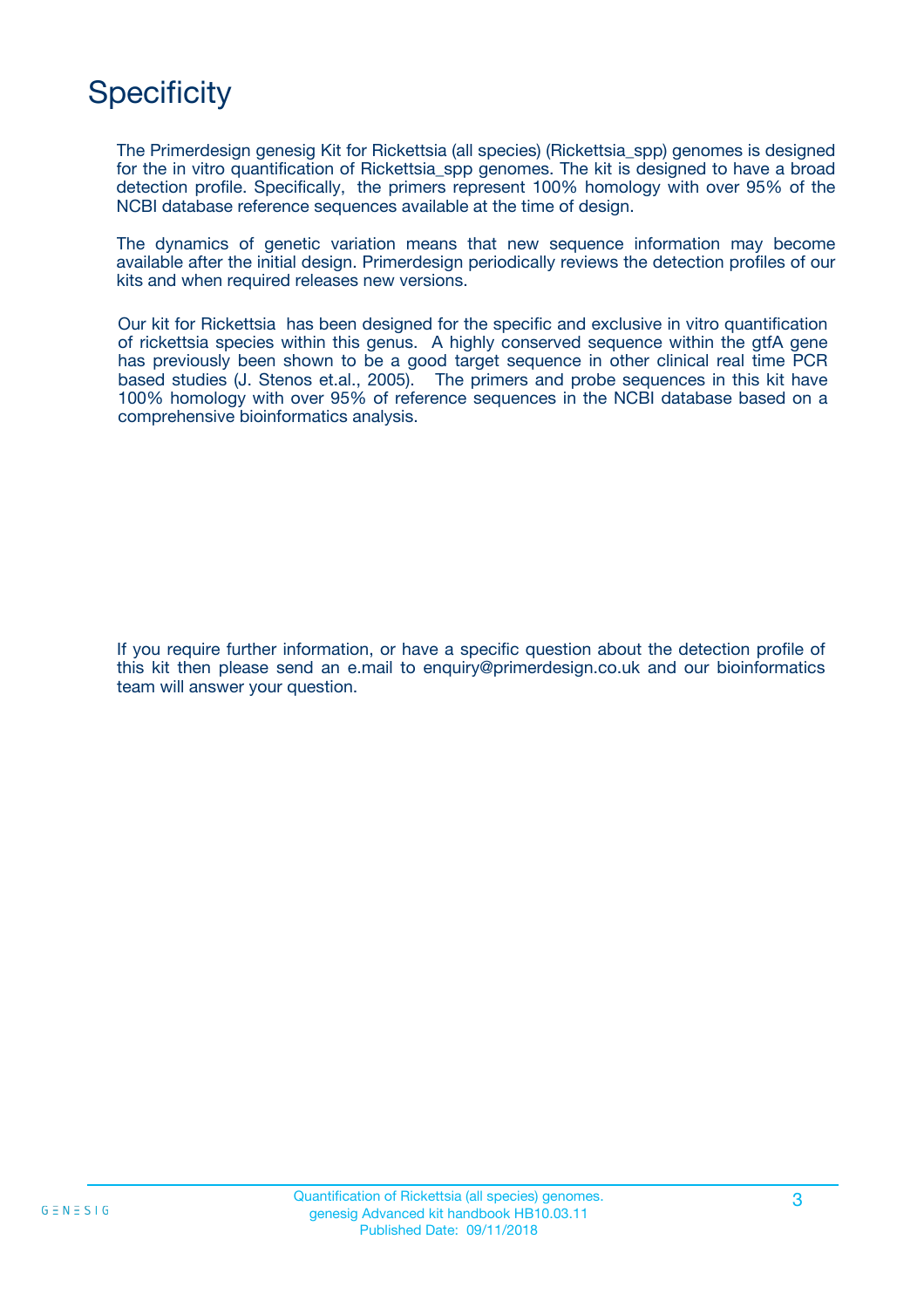# Specificity

The Primerdesign genesig Kit for Rickettsia (all species) (Rickettsia_spp) genomes is designed for the in vitro quantification of Rickettsia_spp genomes. The kit is designed to have a broad detection profile. Specifically, the primers represent 100% homology with over 95% of the NCBI database reference sequences available at the time of design.

The dynamics of genetic variation means that new sequence information may become available after the initial design. Primerdesign periodically reviews the detection profiles of our kits and when required releases new versions.

Our kit for Rickettsia has been designed for the specific and exclusive in vitro quantification of rickettsia species within this genus. A highly conserved sequence within the gtfA gene has previously been shown to be a good target sequence in other clinical real time PCR based studies (J. Stenos et.al., 2005). The primers and probe sequences in this kit have 100% homology with over 95% of reference sequences in the NCBI database based on a comprehensive bioinformatics analysis.

If you require further information, or have a specific question about the detection profile of this kit then please send an e.mail to enquiry@primerdesign.co.uk and our bioinformatics team will answer your question.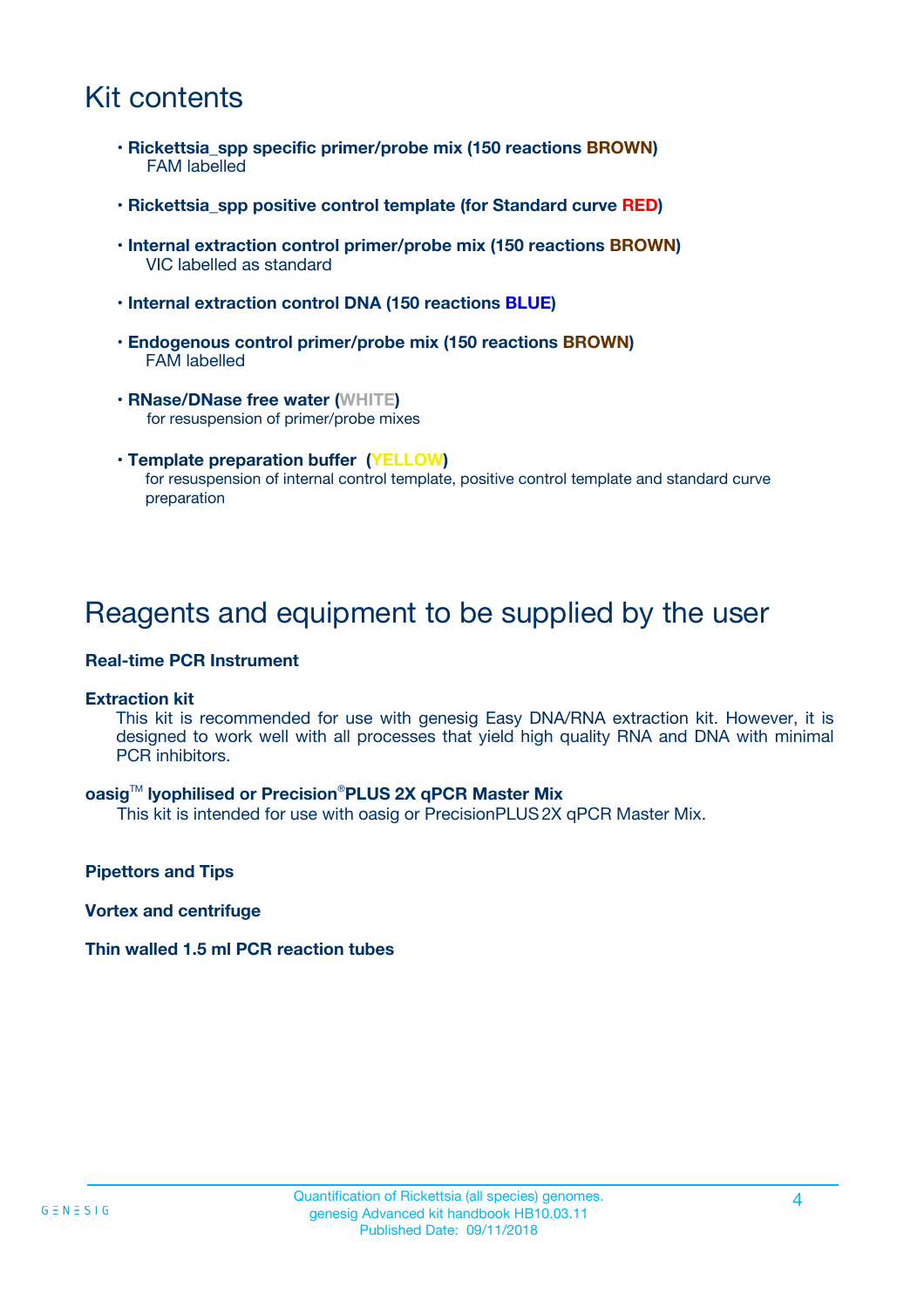# Kit contents

- **Rickettsia_spp specific primer/probe mix (150 reactions BROWN)**
  FAM labelled
- **Rickettsia_spp positive control template (for Standard curve RED)**
- **Internal extraction control primer/probe mix (150 reactions BROWN)**
  VIC labelled as standard
- **Internal extraction control DNA (150 reactions BLUE)**
- **Endogenous control primer/probe mix (150 reactions BROWN)**
  FAM labelled
- **RNase/DNase free water (WHITE)**
  for resuspension of primer/probe mixes
- **Template preparation buffer (YELLOW)**
  for resuspension of internal control template, positive control template and standard curve preparation

# Reagents and equipment to be supplied by the user

**Real-time PCR Instrument**

**Extraction kit**

This kit is recommended for use with genesig Easy DNA/RNA extraction kit. However, it is designed to work well with all processes that yield high quality RNA and DNA with minimal PCR inhibitors.

**oasig™ lyophilised or Precision®PLUS 2X qPCR Master Mix**

This kit is intended for use with oasig or PrecisionPLUS 2X qPCR Master Mix.

**Pipettors and Tips**

**Vortex and centrifuge**

**Thin walled 1.5 ml PCR reaction tubes**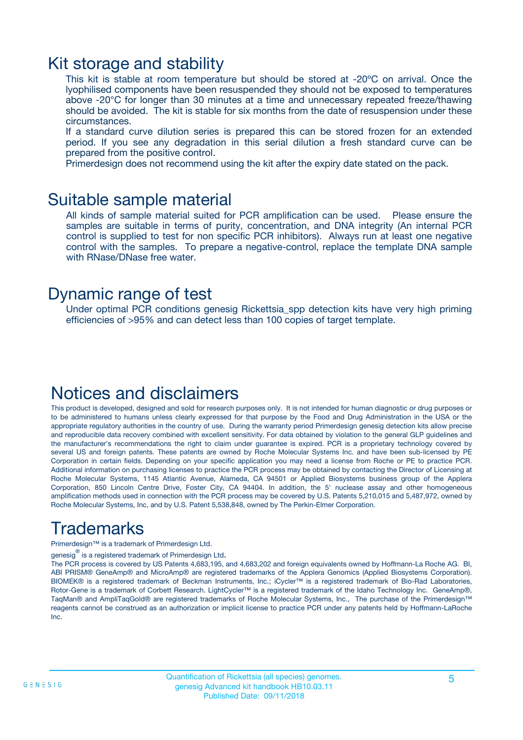## Kit storage and stability

This kit is stable at room temperature but should be stored at -20ºC on arrival. Once the lyophilised components have been resuspended they should not be exposed to temperatures above -20°C for longer than 30 minutes at a time and unnecessary repeated freeze/thawing should be avoided. The kit is stable for six months from the date of resuspension under these circumstances.

If a standard curve dilution series is prepared this can be stored frozen for an extended period. If you see any degradation in this serial dilution a fresh standard curve can be prepared from the positive control.

Primerdesign does not recommend using the kit after the expiry date stated on the pack.

## Suitable sample material

All kinds of sample material suited for PCR amplification can be used. Please ensure the samples are suitable in terms of purity, concentration, and DNA integrity (An internal PCR control is supplied to test for non specific PCR inhibitors). Always run at least one negative control with the samples. To prepare a negative-control, replace the template DNA sample with RNase/DNase free water.

## Dynamic range of test

Under optimal PCR conditions genesig Rickettsia_spp detection kits have very high priming efficiencies of >95% and can detect less than 100 copies of target template.

## Notices and disclaimers

This product is developed, designed and sold for research purposes only. It is not intended for human diagnostic or drug purposes or to be administered to humans unless clearly expressed for that purpose by the Food and Drug Administration in the USA or the appropriate regulatory authorities in the country of use. During the warranty period Primerdesign genesig detection kits allow precise and reproducible data recovery combined with excellent sensitivity. For data obtained by violation to the general GLP guidelines and the manufacturer's recommendations the right to claim under guarantee is expired. PCR is a proprietary technology covered by several US and foreign patents. These patents are owned by Roche Molecular Systems Inc. and have been sub-licensed by PE Corporation in certain fields. Depending on your specific application you may need a license from Roche or PE to practice PCR. Additional information on purchasing licenses to practice the PCR process may be obtained by contacting the Director of Licensing at Roche Molecular Systems, 1145 Atlantic Avenue, Alameda, CA 94501 or Applied Biosystems business group of the Applera Corporation, 850 Lincoln Centre Drive, Foster City, CA 94404. In addition, the 5' nuclease assay and other homogeneous amplification methods used in connection with the PCR process may be covered by U.S. Patents 5,210,015 and 5,487,972, owned by Roche Molecular Systems, Inc, and by U.S. Patent 5,538,848, owned by The Perkin-Elmer Corporation.

## Trademarks

Primerdesign™ is a trademark of Primerdesign Ltd.

genesig® is a registered trademark of Primerdesign Ltd.

The PCR process is covered by US Patents 4,683,195, and 4,683,202 and foreign equivalents owned by Hoffmann-La Roche AG. BI, ABI PRISM® GeneAmp® and MicroAmp® are registered trademarks of the Applera Genomics (Applied Biosystems Corporation). BIOMEK® is a registered trademark of Beckman Instruments, Inc.; iCycler™ is a registered trademark of Bio-Rad Laboratories, Rotor-Gene is a trademark of Corbett Research. LightCycler™ is a registered trademark of the Idaho Technology Inc. GeneAmp®, TaqMan® and AmpliTaqGold® are registered trademarks of Roche Molecular Systems, Inc., The purchase of the Primerdesign™ reagents cannot be construed as an authorization or implicit license to practice PCR under any patents held by Hoffmann-LaRoche Inc.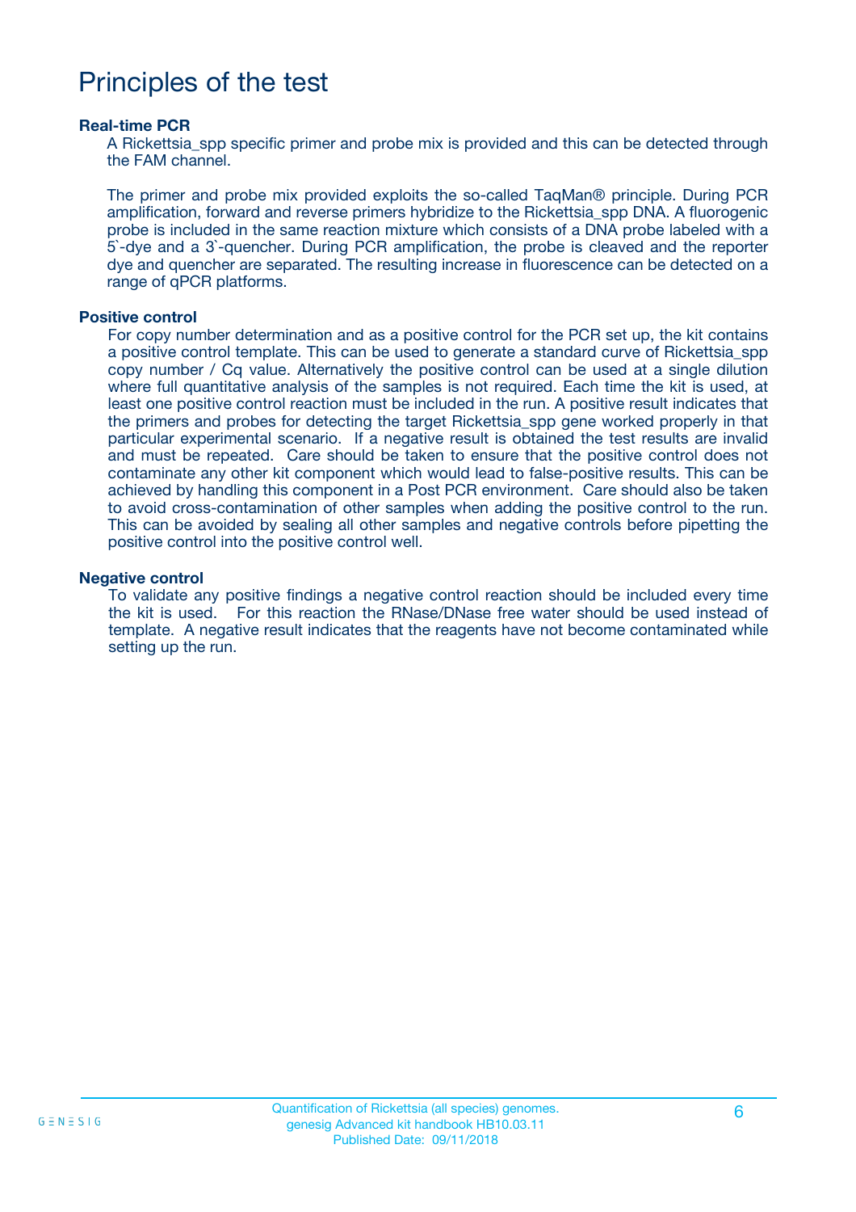# Principles of the test

### Real-time PCR

A Rickettsia_spp specific primer and probe mix is provided and this can be detected through the FAM channel.

The primer and probe mix provided exploits the so-called TaqMan® principle. During PCR amplification, forward and reverse primers hybridize to the Rickettsia_spp DNA. A fluorogenic probe is included in the same reaction mixture which consists of a DNA probe labeled with a 5`-dye and a 3`-quencher. During PCR amplification, the probe is cleaved and the reporter dye and quencher are separated. The resulting increase in fluorescence can be detected on a range of qPCR platforms.

### Positive control

For copy number determination and as a positive control for the PCR set up, the kit contains a positive control template. This can be used to generate a standard curve of Rickettsia_spp copy number / Cq value. Alternatively the positive control can be used at a single dilution where full quantitative analysis of the samples is not required. Each time the kit is used, at least one positive control reaction must be included in the run. A positive result indicates that the primers and probes for detecting the target Rickettsia_spp gene worked properly in that particular experimental scenario. If a negative result is obtained the test results are invalid and must be repeated. Care should be taken to ensure that the positive control does not contaminate any other kit component which would lead to false-positive results. This can be achieved by handling this component in a Post PCR environment. Care should also be taken to avoid cross-contamination of other samples when adding the positive control to the run. This can be avoided by sealing all other samples and negative controls before pipetting the positive control into the positive control well.

### Negative control

To validate any positive findings a negative control reaction should be included every time the kit is used. For this reaction the RNase/DNase free water should be used instead of template. A negative result indicates that the reagents have not become contaminated while setting up the run.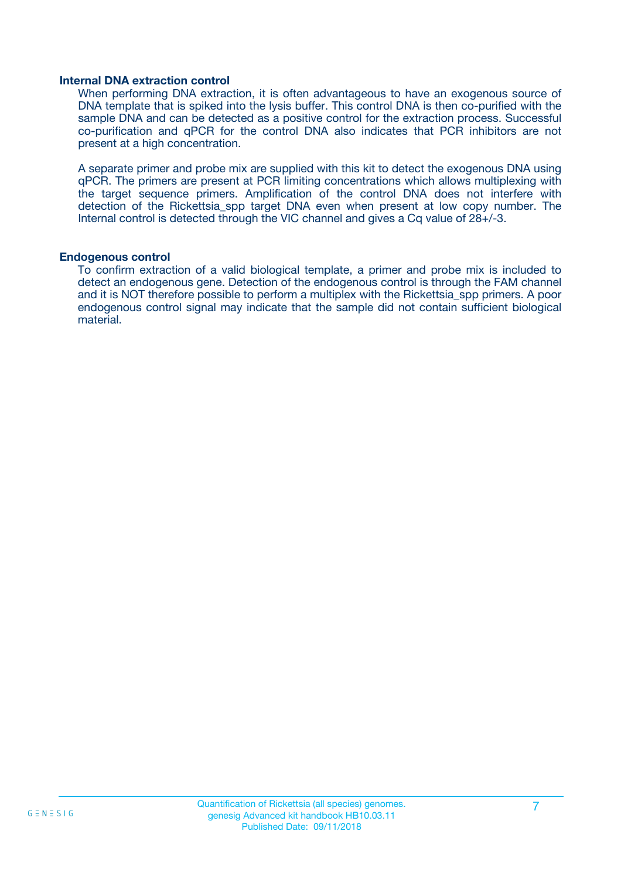### Internal DNA extraction control

When performing DNA extraction, it is often advantageous to have an exogenous source of DNA template that is spiked into the lysis buffer. This control DNA is then co-purified with the sample DNA and can be detected as a positive control for the extraction process. Successful co-purification and qPCR for the control DNA also indicates that PCR inhibitors are not present at a high concentration.

A separate primer and probe mix are supplied with this kit to detect the exogenous DNA using qPCR. The primers are present at PCR limiting concentrations which allows multiplexing with the target sequence primers. Amplification of the control DNA does not interfere with detection of the Rickettsia_spp target DNA even when present at low copy number. The Internal control is detected through the VIC channel and gives a Cq value of 28+/-3.

### Endogenous control

To confirm extraction of a valid biological template, a primer and probe mix is included to detect an endogenous gene. Detection of the endogenous control is through the FAM channel and it is NOT therefore possible to perform a multiplex with the Rickettsia_spp primers. A poor endogenous control signal may indicate that the sample did not contain sufficient biological material.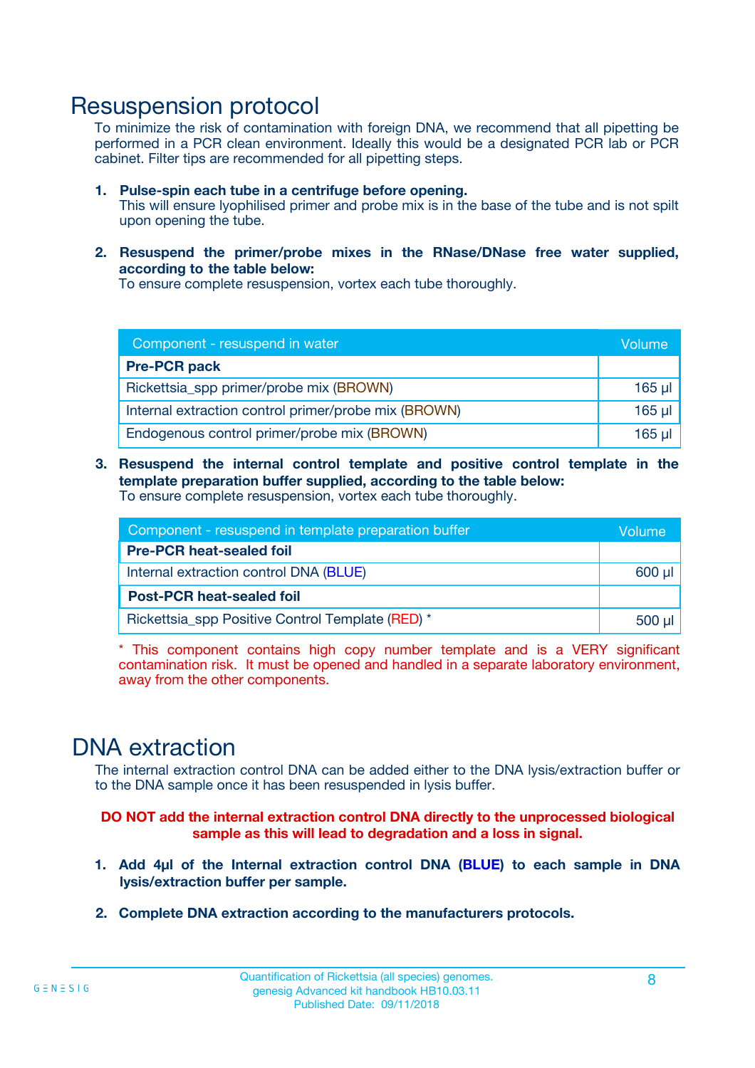# Resuspension protocol

To minimize the risk of contamination with foreign DNA, we recommend that all pipetting be performed in a PCR clean environment. Ideally this would be a designated PCR lab or PCR cabinet. Filter tips are recommended for all pipetting steps.

1. **Pulse-spin each tube in a centrifuge before opening.**
   This will ensure lyophilised primer and probe mix is in the base of the tube and is not spilt upon opening the tube.

2. **Resuspend the primer/probe mixes in the RNase/DNase free water supplied, according to the table below:**
   To ensure complete resuspension, vortex each tube thoroughly.

| Component - resuspend in water | Volume |
|---|---|
| **Pre-PCR pack** | |
| Rickettsia_spp primer/probe mix (BROWN) | 165 µl |
| Internal extraction control primer/probe mix (BROWN) | 165 µl |
| Endogenous control primer/probe mix (BROWN) | 165 µl |

3. **Resuspend the internal control template and positive control template in the template preparation buffer supplied, according to the table below:**
   To ensure complete resuspension, vortex each tube thoroughly.

| Component - resuspend in template preparation buffer | Volume |
|---|---|
| **Pre-PCR heat-sealed foil** | |
| Internal extraction control DNA (BLUE) | 600 µl |
| **Post-PCR heat-sealed foil** | |
| Rickettsia_spp Positive Control Template (RED) * | 500 µl |

* This component contains high copy number template and is a VERY significant contamination risk. It must be opened and handled in a separate laboratory environment, away from the other components.

# DNA extraction

The internal extraction control DNA can be added either to the DNA lysis/extraction buffer or to the DNA sample once it has been resuspended in lysis buffer.

**DO NOT add the internal extraction control DNA directly to the unprocessed biological sample as this will lead to degradation and a loss in signal.**

1. **Add 4µl of the Internal extraction control DNA (BLUE) to each sample in DNA lysis/extraction buffer per sample.**

2. **Complete DNA extraction according to the manufacturers protocols.**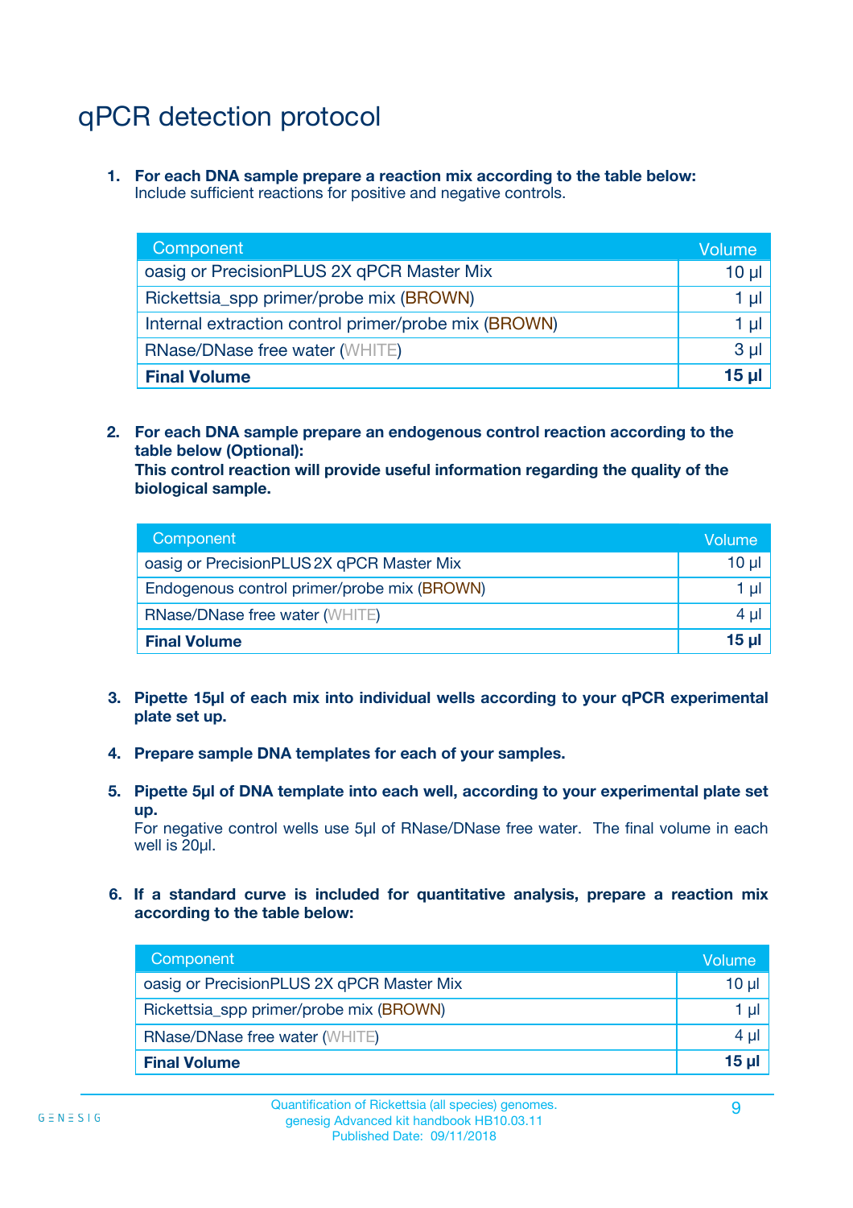# qPCR detection protocol

1. **For each DNA sample prepare a reaction mix according to the table below:**
   Include sufficient reactions for positive and negative controls.

| Component | Volume |
|---|---|
| oasig or PrecisionPLUS 2X qPCR Master Mix | 10 µl |
| Rickettsia_spp primer/probe mix (BROWN) | 1 µl |
| Internal extraction control primer/probe mix (BROWN) | 1 µl |
| RNase/DNase free water (WHITE) | 3 µl |
| **Final Volume** | **15 µl** |

2. **For each DNA sample prepare an endogenous control reaction according to the table below (Optional):**
   **This control reaction will provide useful information regarding the quality of the biological sample.**

| Component | Volume |
|---|---|
| oasig or PrecisionPLUS 2X qPCR Master Mix | 10 µl |
| Endogenous control primer/probe mix (BROWN) | 1 µl |
| RNase/DNase free water (WHITE) | 4 µl |
| **Final Volume** | **15 µl** |

3. **Pipette 15µl of each mix into individual wells according to your qPCR experimental plate set up.**

4. **Prepare sample DNA templates for each of your samples.**

5. **Pipette 5µl of DNA template into each well, according to your experimental plate set up.**
   For negative control wells use 5µl of RNase/DNase free water. The final volume in each well is 20µl.

6. **If a standard curve is included for quantitative analysis, prepare a reaction mix according to the table below:**

| Component | Volume |
|---|---|
| oasig or PrecisionPLUS 2X qPCR Master Mix | 10 µl |
| Rickettsia_spp primer/probe mix (BROWN) | 1 µl |
| RNase/DNase free water (WHITE) | 4 µl |
| **Final Volume** | **15 µl** |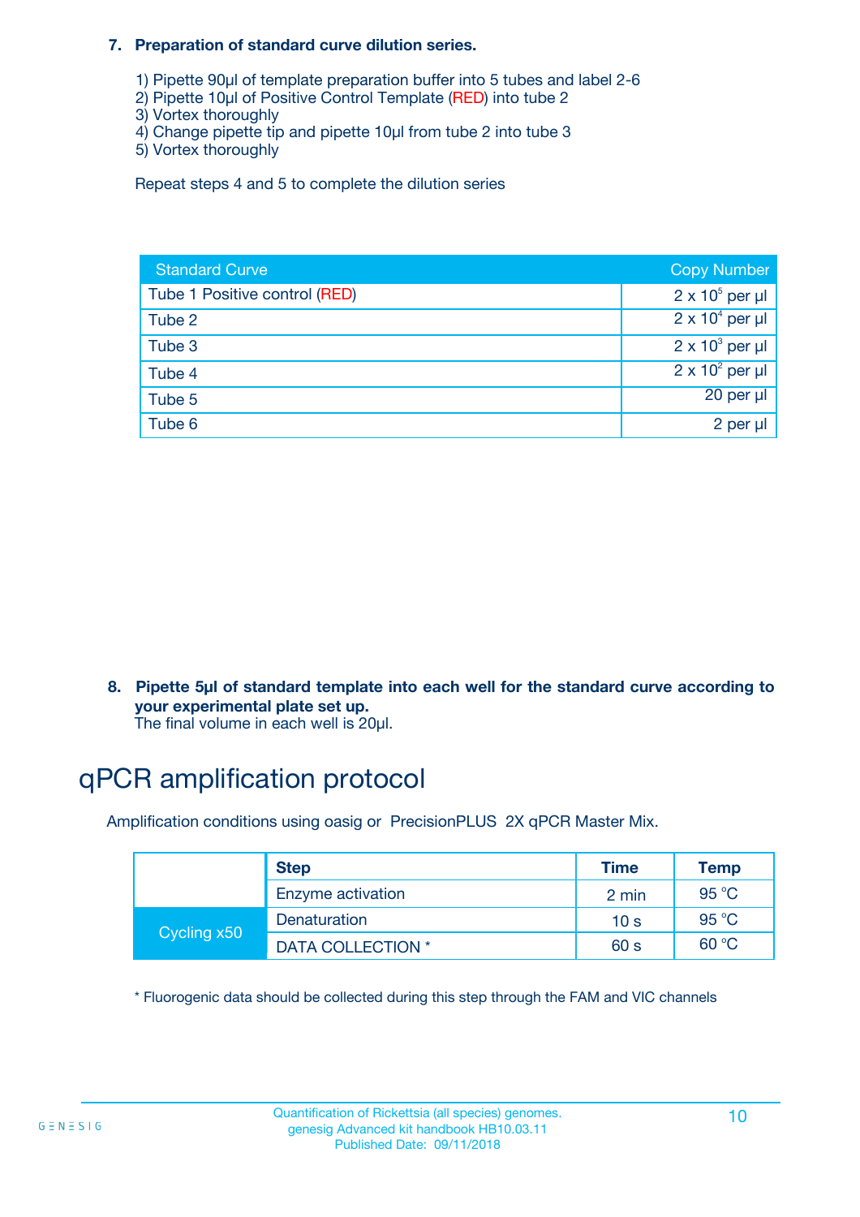**7. Preparation of standard curve dilution series.**

1) Pipette 90µl of template preparation buffer into 5 tubes and label 2-6
2) Pipette 10µl of Positive Control Template (RED) into tube 2
3) Vortex thoroughly
4) Change pipette tip and pipette 10µl from tube 2 into tube 3
5) Vortex thoroughly

Repeat steps 4 and 5 to complete the dilution series

| Standard Curve | Copy Number |
|---|---|
| Tube 1 Positive control (RED) | $2 \times 10^5$ per µl |
| Tube 2 | $2 \times 10^4$ per µl |
| Tube 3 | $2 \times 10^3$ per µl |
| Tube 4 | $2 \times 10^2$ per µl |
| Tube 5 | 20 per µl |
| Tube 6 | 2 per µl |

**8. Pipette 5µl of standard template into each well for the standard curve according to your experimental plate set up.**
The final volume in each well is 20µl.

# qPCR amplification protocol

Amplification conditions using oasig or PrecisionPLUS 2X qPCR Master Mix.

| | Step | Time | Temp |
|---|---|---|---|
| | Enzyme activation | 2 min | 95 °C |
| Cycling x50 | Denaturation | 10 s | 95 °C |
| | DATA COLLECTION * | 60 s | 60 °C |

* Fluorogenic data should be collected during this step through the FAM and VIC channels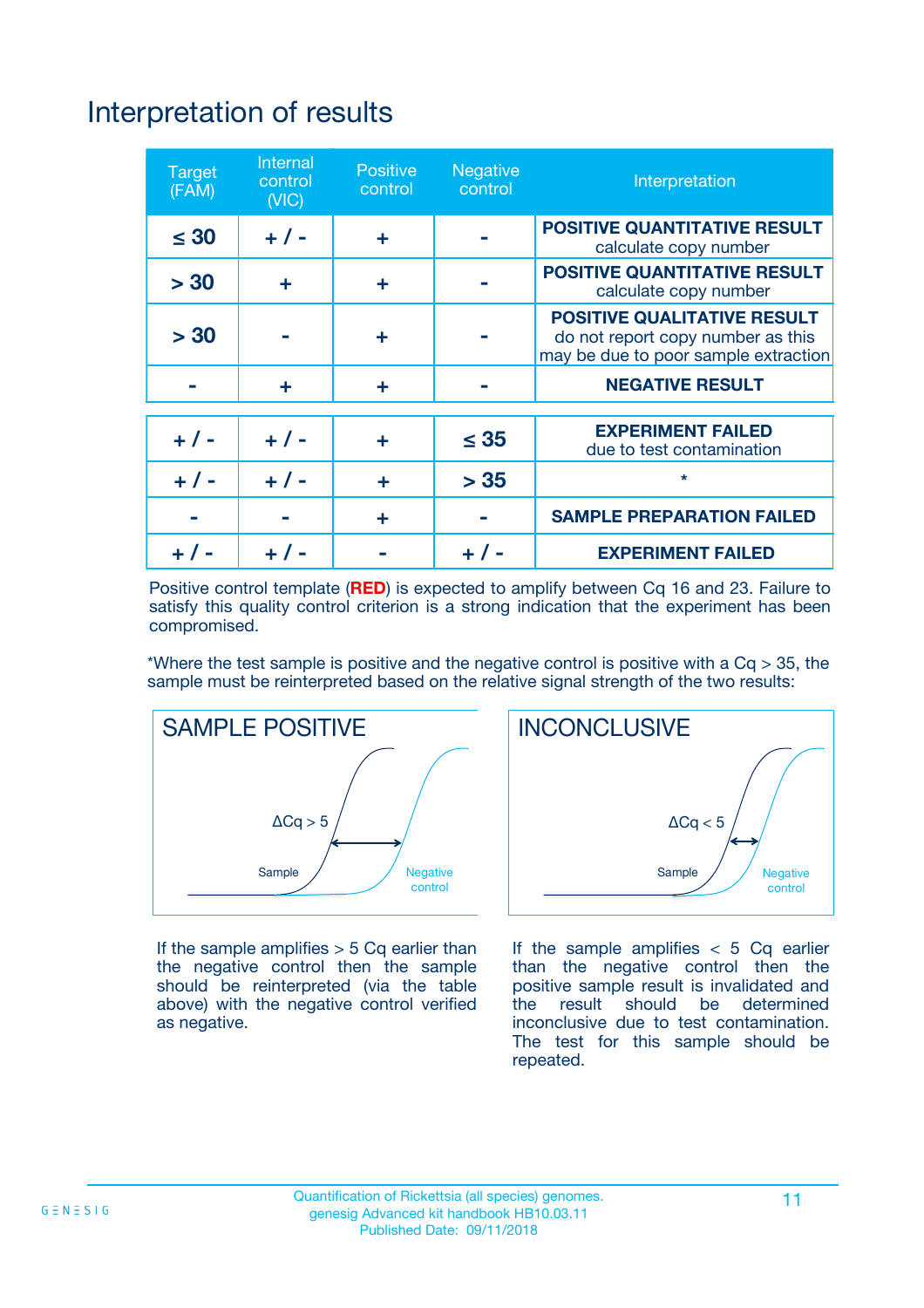# Interpretation of results

| Target (FAM) | Internal control (VIC) | Positive control | Negative control | Interpretation |
|---|---|---|---|---|
| ≤ 30 | + / - | + | - | **POSITIVE QUANTITATIVE RESULT** calculate copy number |
| > 30 | + | + | - | **POSITIVE QUANTITATIVE RESULT** calculate copy number |
| > 30 | - | + | - | **POSITIVE QUALITATIVE RESULT** do not report copy number as this may be due to poor sample extraction |
| - | + | + | - | **NEGATIVE RESULT** |
| + / - | + / - | + | ≤ 35 | **EXPERIMENT FAILED** due to test contamination |
| + / - | + / - | + | > 35 | * |
| - | - | + | - | **SAMPLE PREPARATION FAILED** |
| + / - | + / - | - | + / - | **EXPERIMENT FAILED** |

Positive control template (**RED**) is expected to amplify between Cq 16 and 23. Failure to satisfy this quality control criterion is a strong indication that the experiment has been compromised.

*Where the test sample is positive and the negative control is positive with a Cq > 35, the sample must be reinterpreted based on the relative signal strength of the two results:

**SAMPLE POSITIVE**

ΔCq > 5

Sample

Negative control

If the sample amplifies > 5 Cq earlier than the negative control then the sample should be reinterpreted (via the table above) with the negative control verified as negative.

**INCONCLUSIVE**

ΔCq < 5

Sample

Negative control

If the sample amplifies < 5 Cq earlier than the negative control then the positive sample result is invalidated and the result should be determined inconclusive due to test contamination. The test for this sample should be repeated.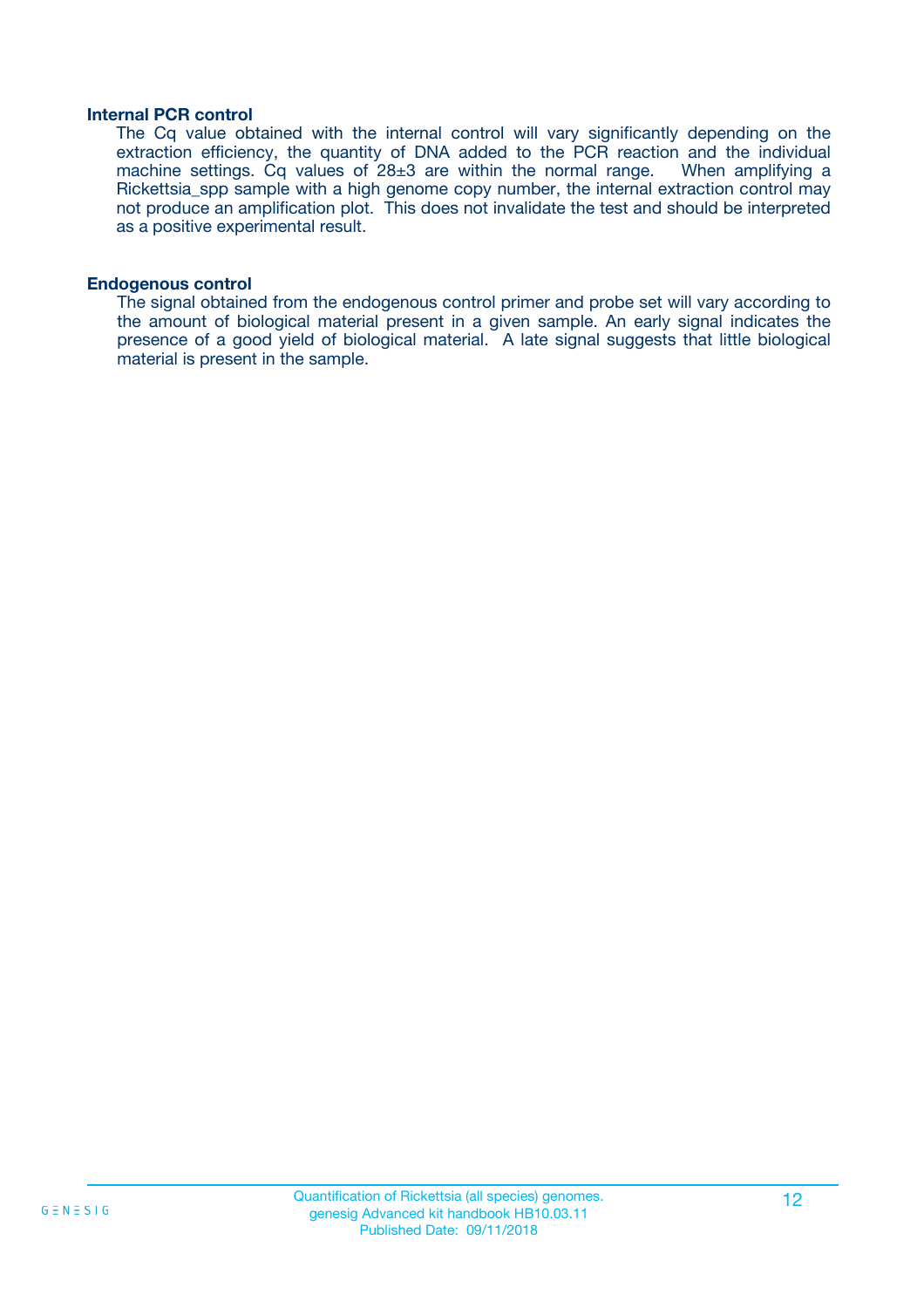**Internal PCR control**

The Cq value obtained with the internal control will vary significantly depending on the extraction efficiency, the quantity of DNA added to the PCR reaction and the individual machine settings. Cq values of 28±3 are within the normal range. When amplifying a Rickettsia_spp sample with a high genome copy number, the internal extraction control may not produce an amplification plot. This does not invalidate the test and should be interpreted as a positive experimental result.

**Endogenous control**

The signal obtained from the endogenous control primer and probe set will vary according to the amount of biological material present in a given sample. An early signal indicates the presence of a good yield of biological material. A late signal suggests that little biological material is present in the sample.